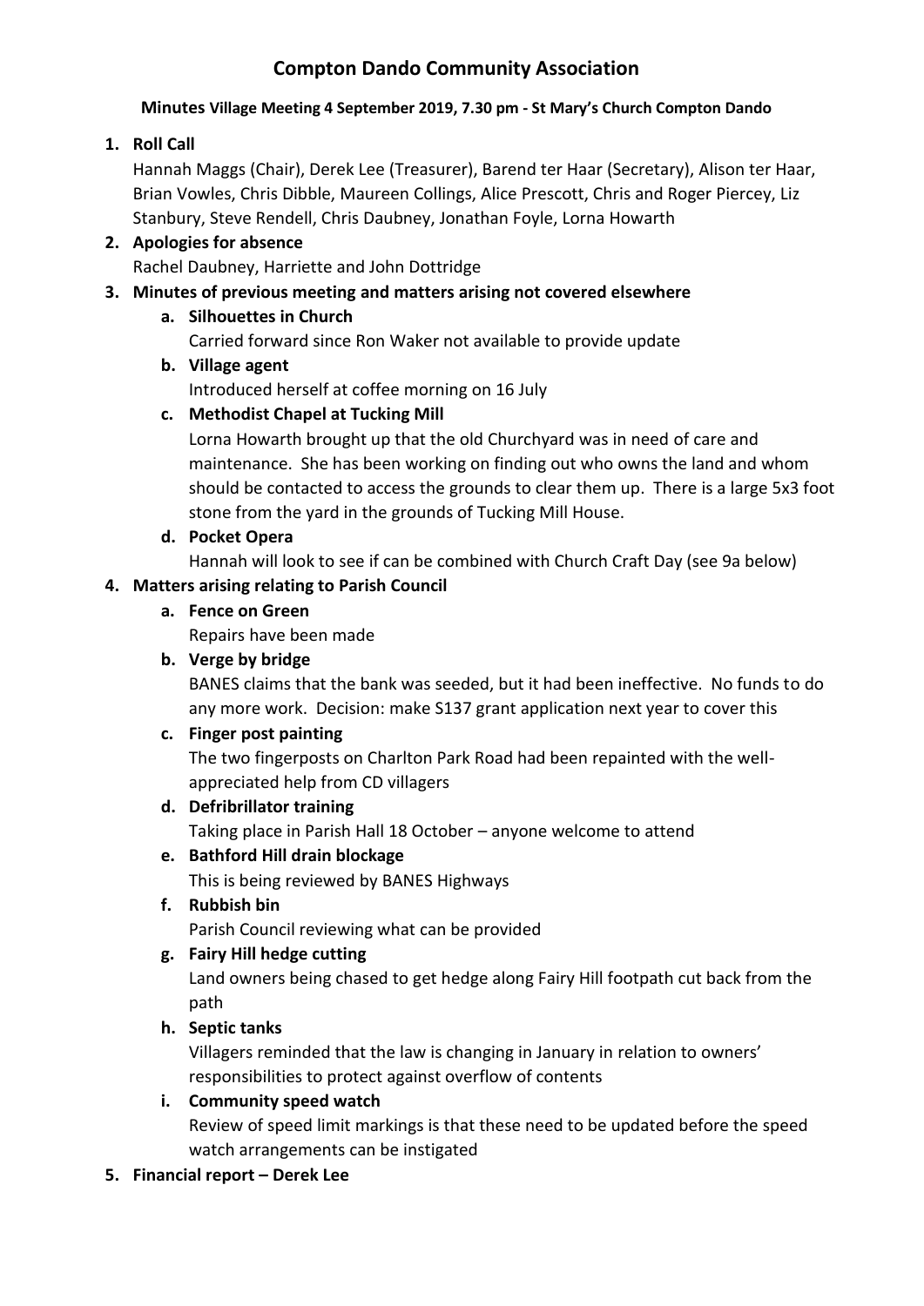# Compton Dando Community Association

**Minutes Village Meeting 4 September 2019, 7.30 pm - St Mary's Church Compton Dando**

1. **Roll Call**
   Hannah Maggs (Chair), Derek Lee (Treasurer), Barend ter Haar (Secretary), Alison ter Haar, Brian Vowles, Chris Dibble, Maureen Collings, Alice Prescott, Chris and Roger Piercey, Liz Stanbury, Steve Rendell, Chris Daubney, Jonathan Foyle, Lorna Howarth
2. **Apologies for absence**
   Rachel Daubney, Harriette and John Dottridge
3. **Minutes of previous meeting and matters arising not covered elsewhere**
   a. **Silhouettes in Church**
      Carried forward since Ron Waker not available to provide update
   b. **Village agent**
      Introduced herself at coffee morning on 16 July
   c. **Methodist Chapel at Tucking Mill**
      Lorna Howarth brought up that the old Churchyard was in need of care and maintenance. She has been working on finding out who owns the land and whom should be contacted to access the grounds to clear them up. There is a large 5x3 foot stone from the yard in the grounds of Tucking Mill House.
   d. **Pocket Opera**
      Hannah will look to see if can be combined with Church Craft Day (see 9a below)
4. **Matters arising relating to Parish Council**
   a. **Fence on Green**
      Repairs have been made
   b. **Verge by bridge**
      BANES claims that the bank was seeded, but it had been ineffective. No funds to do any more work. Decision: make S137 grant application next year to cover this
   c. **Finger post painting**
      The two fingerposts on Charlton Park Road had been repainted with the well-appreciated help from CD villagers
   d. **Defribrillator training**
      Taking place in Parish Hall 18 October – anyone welcome to attend
   e. **Bathford Hill drain blockage**
      This is being reviewed by BANES Highways
   f. **Rubbish bin**
      Parish Council reviewing what can be provided
   g. **Fairy Hill hedge cutting**
      Land owners being chased to get hedge along Fairy Hill footpath cut back from the path
   h. **Septic tanks**
      Villagers reminded that the law is changing in January in relation to owners' responsibilities to protect against overflow of contents
   i. **Community speed watch**
      Review of speed limit markings is that these need to be updated before the speed watch arrangements can be instigated
5. **Financial report – Derek Lee**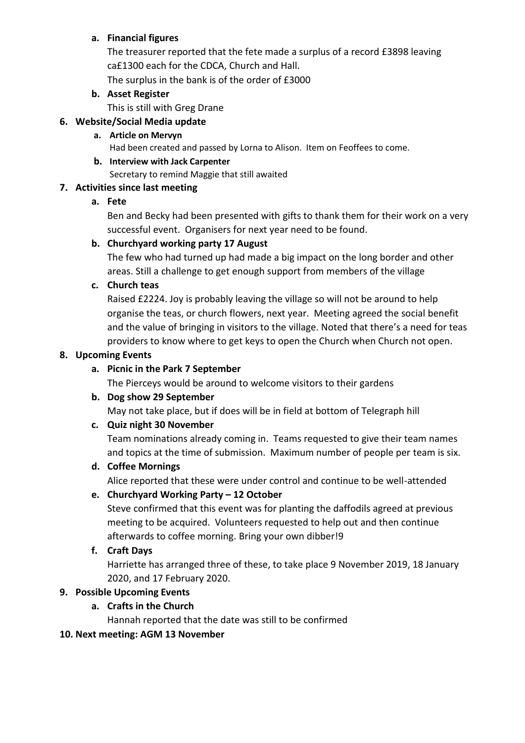a. **Financial figures**

   The treasurer reported that the fete made a surplus of a record £3898 leaving ca£1300 each for the CDCA, Church and Hall.

   The surplus in the bank is of the order of £3000

b. **Asset Register**

   This is still with Greg Drane

6. **Website/Social Media update**

   a. **Article on Mervyn**

      Had been created and passed by Lorna to Alison. Item on Feoffees to come.

   b. **Interview with Jack Carpenter**

      Secretary to remind Maggie that still awaited

7. **Activities since last meeting**

   a. **Fete**

      Ben and Becky had been presented with gifts to thank them for their work on a very successful event. Organisers for next year need to be found.

   b. **Churchyard working party 17 August**

      The few who had turned up had made a big impact on the long border and other areas. Still a challenge to get enough support from members of the village

   c. **Church teas**

      Raised £2224. Joy is probably leaving the village so will not be around to help organise the teas, or church flowers, next year. Meeting agreed the social benefit and the value of bringing in visitors to the village. Noted that there's a need for teas providers to know where to get keys to open the Church when Church not open.

8. **Upcoming Events**

   a. **Picnic in the Park 7 September**

      The Pierceys would be around to welcome visitors to their gardens

   b. **Dog show 29 September**

      May not take place, but if does will be in field at bottom of Telegraph hill

   c. **Quiz night 30 November**

      Team nominations already coming in. Teams requested to give their team names and topics at the time of submission. Maximum number of people per team is six.

   d. **Coffee Mornings**

      Alice reported that these were under control and continue to be well-attended

   e. **Churchyard Working Party – 12 October**

      Steve confirmed that this event was for planting the daffodils agreed at previous meeting to be acquired. Volunteers requested to help out and then continue afterwards to coffee morning. Bring your own dibber!9

   f. **Craft Days**

      Harriette has arranged three of these, to take place 9 November 2019, 18 January 2020, and 17 February 2020.

9. **Possible Upcoming Events**

   a. **Crafts in the Church**

      Hannah reported that the date was still to be confirmed

10. **Next meeting: AGM 13 November**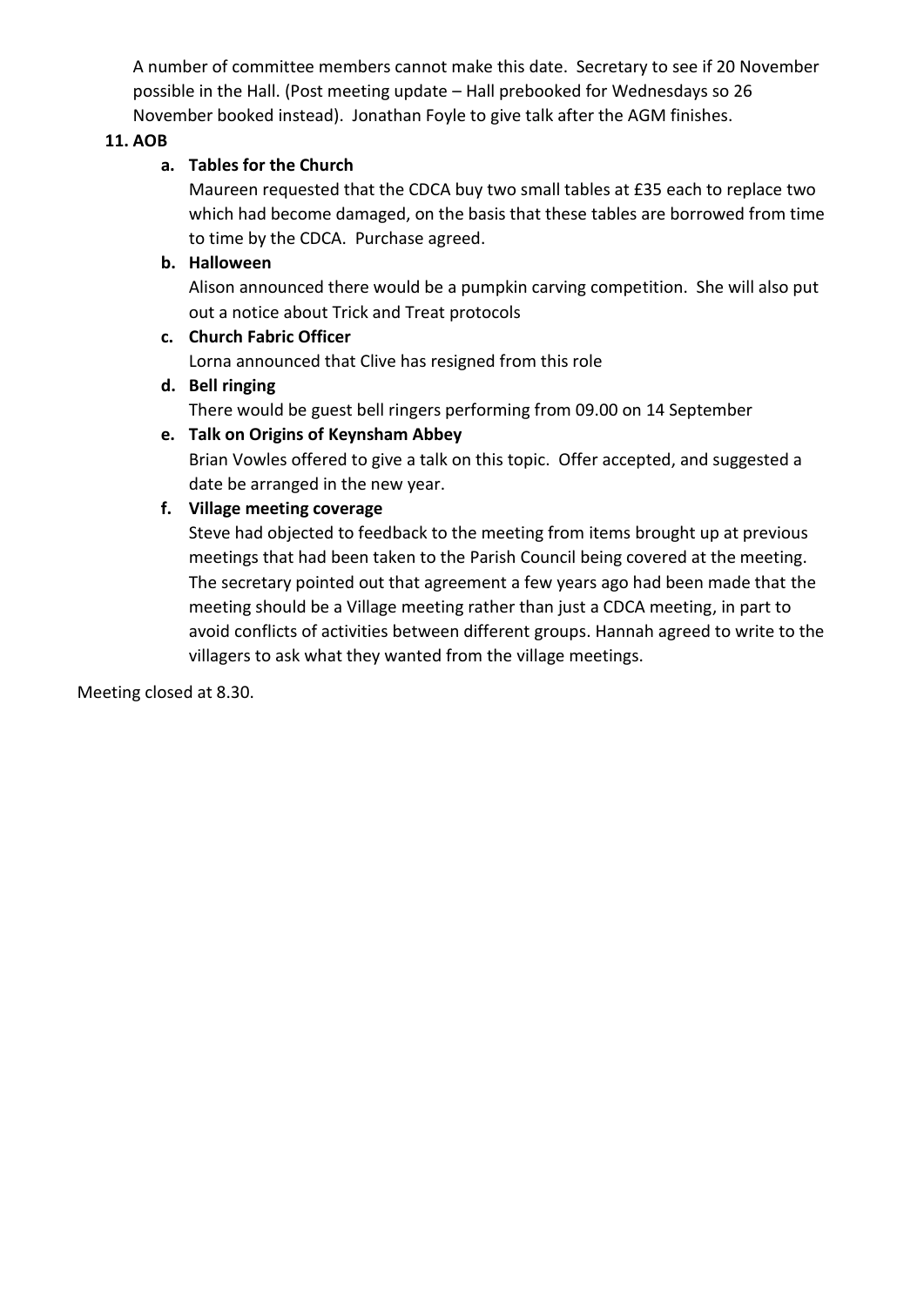A number of committee members cannot make this date.  Secretary to see if 20 November possible in the Hall. (Post meeting update – Hall prebooked for Wednesdays so 26 November booked instead).  Jonathan Foyle to give talk after the AGM finishes.

**11. AOB**

a. **Tables for the Church**

   Maureen requested that the CDCA buy two small tables at £35 each to replace two which had become damaged, on the basis that these tables are borrowed from time to time by the CDCA.  Purchase agreed.

b. **Halloween**

   Alison announced there would be a pumpkin carving competition.  She will also put out a notice about Trick and Treat protocols

c. **Church Fabric Officer**

   Lorna announced that Clive has resigned from this role

d. **Bell ringing**

   There would be guest bell ringers performing from 09.00 on 14 September

e. **Talk on Origins of Keynsham Abbey**

   Brian Vowles offered to give a talk on this topic.  Offer accepted, and suggested a date be arranged in the new year.

f. **Village meeting coverage**

   Steve had objected to feedback to the meeting from items brought up at previous meetings that had been taken to the Parish Council being covered at the meeting. The secretary pointed out that agreement a few years ago had been made that the meeting should be a Village meeting rather than just a CDCA meeting, in part to avoid conflicts of activities between different groups. Hannah agreed to write to the villagers to ask what they wanted from the village meetings.

Meeting closed at 8.30.